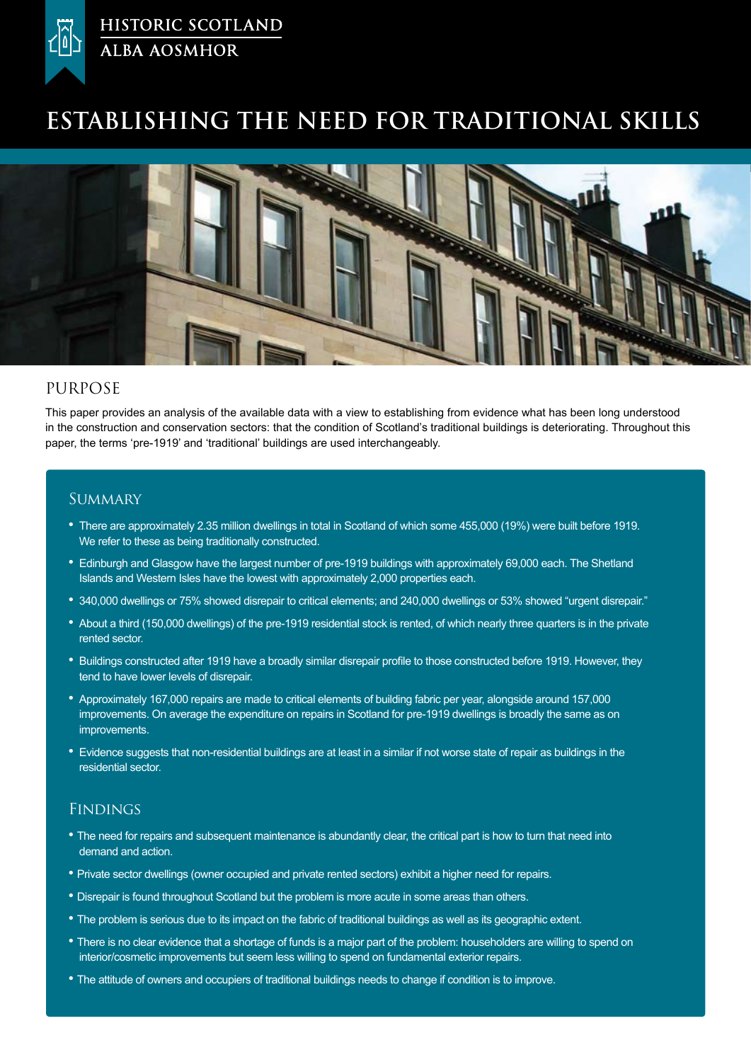HISTORIC SCOTLAND

ALBA AOSMHOR

# ESTABLISHING THE NEED FOR TRADITIONAL SKILLS

## PURPOSE

This paper provides an analysis of the available data with a view to establishing from evidence what has been long understood in the construction and conservation sectors: that the condition of Scotland's traditional buildings is deteriorating. Throughout this paper, the terms 'pre-1919' and 'traditional' buildings are used interchangeably.

## SUMMARY

- There are approximately 2.35 million dwellings in total in Scotland of which some 455,000 (19%) were built before 1919. We refer to these as being traditionally constructed.
- Edinburgh and Glasgow have the largest number of pre-1919 buildings with approximately 69,000 each. The Shetland Islands and Western Isles have the lowest with approximately 2,000 properties each.
- 340,000 dwellings or 75% showed disrepair to critical elements; and 240,000 dwellings or 53% showed "urgent disrepair."
- About a third (150,000 dwellings) of the pre-1919 residential stock is rented, of which nearly three quarters is in the private rented sector.
- Buildings constructed after 1919 have a broadly similar disrepair profile to those constructed before 1919. However, they tend to have lower levels of disrepair.
- Approximately 167,000 repairs are made to critical elements of building fabric per year, alongside around 157,000 improvements. On average the expenditure on repairs in Scotland for pre-1919 dwellings is broadly the same as on improvements.
- Evidence suggests that non-residential buildings are at least in a similar if not worse state of repair as buildings in the residential sector.

## FINDINGS

- The need for repairs and subsequent maintenance is abundantly clear, the critical part is how to turn that need into demand and action.
- Private sector dwellings (owner occupied and private rented sectors) exhibit a higher need for repairs.
- Disrepair is found throughout Scotland but the problem is more acute in some areas than others.
- The problem is serious due to its impact on the fabric of traditional buildings as well as its geographic extent.
- There is no clear evidence that a shortage of funds is a major part of the problem: householders are willing to spend on interior/cosmetic improvements but seem less willing to spend on fundamental exterior repairs.
- The attitude of owners and occupiers of traditional buildings needs to change if condition is to improve.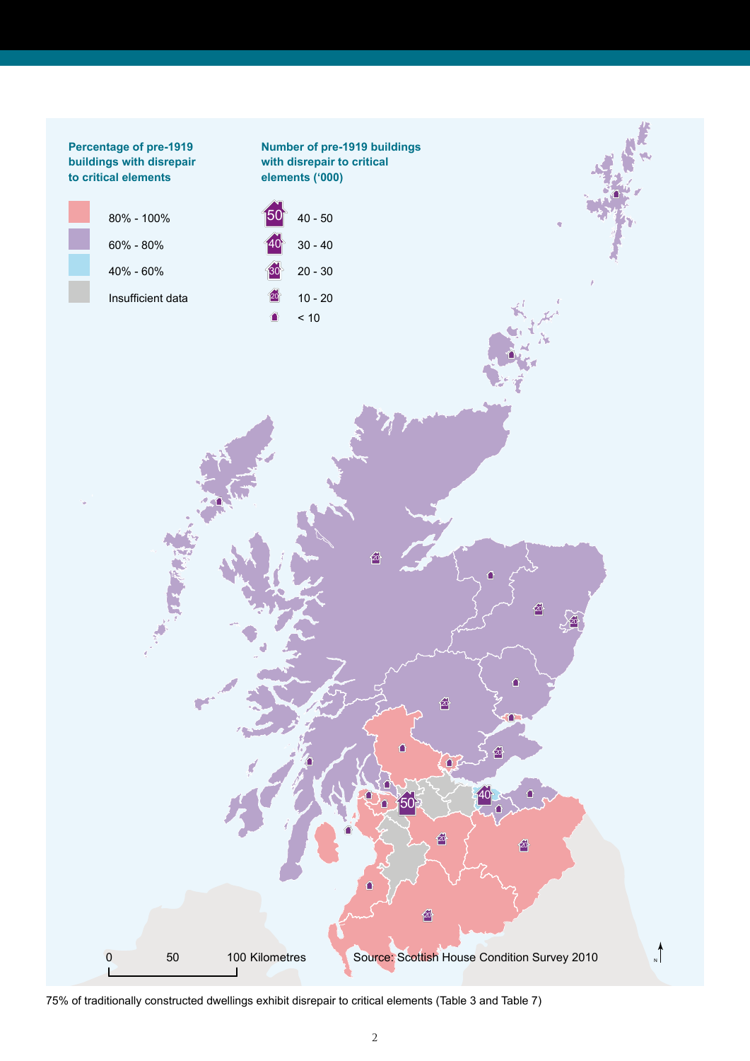**Percentage of pre-1919 buildings with disrepair to critical elements**

- 80% - 100%
- 60% - 80%
- 40% - 60%
- Insufficient data

**Number of pre-1919 buildings with disrepair to critical elements ('000)**

- 40 - 50
- 30 - 40
- 20 - 30
- 10 - 20
- < 10

0 50 100 Kilometres

Source: Scottish House Condition Survey 2010

75% of traditionally constructed dwellings exhibit disrepair to critical elements (Table 3 and Table 7)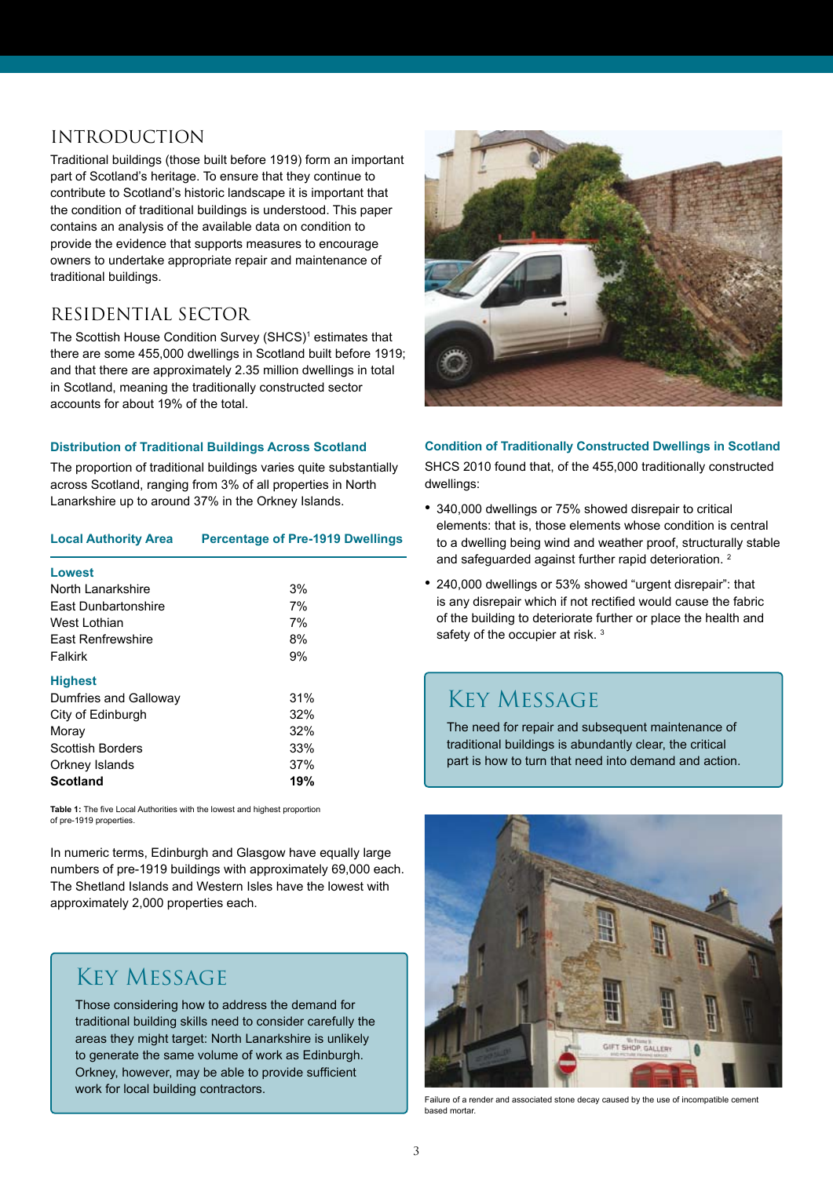## Introduction

Traditional buildings (those built before 1919) form an important part of Scotland's heritage. To ensure that they continue to contribute to Scotland's historic landscape it is important that the condition of traditional buildings is understood. This paper contains an analysis of the available data on condition to provide the evidence that supports measures to encourage owners to undertake appropriate repair and maintenance of traditional buildings.

## Residential Sector

The Scottish House Condition Survey (SHCS)[1] estimates that there are some 455,000 dwellings in Scotland built before 1919; and that there are approximately 2.35 million dwellings in total in Scotland, meaning the traditionally constructed sector accounts for about 19% of the total.

### Distribution of Traditional Buildings Across Scotland

The proportion of traditional buildings varies quite substantially across Scotland, ranging from 3% of all properties in North Lanarkshire up to around 37% in the Orkney Islands.

| Local Authority Area | Percentage of Pre-1919 Dwellings |
|---|---|
| **Lowest** | |
| North Lanarkshire | 3% |
| East Dunbartonshire | 7% |
| West Lothian | 7% |
| East Renfrewshire | 8% |
| Falkirk | 9% |
| **Highest** | |
| Dumfries and Galloway | 31% |
| City of Edinburgh | 32% |
| Moray | 32% |
| Scottish Borders | 33% |
| Orkney Islands | 37% |
| **Scotland** | **19%** |

**Table 1:** The five Local Authorities with the lowest and highest proportion of pre-1919 properties.

In numeric terms, Edinburgh and Glasgow have equally large numbers of pre-1919 buildings with approximately 69,000 each. The Shetland Islands and Western Isles have the lowest with approximately 2,000 properties each.

> ## Key Message
>
> Those considering how to address the demand for traditional building skills need to consider carefully the areas they might target: North Lanarkshire is unlikely to generate the same volume of work as Edinburgh. Orkney, however, may be able to provide sufficient work for local building contractors.

### Condition of Traditionally Constructed Dwellings in Scotland

SHCS 2010 found that, of the 455,000 traditionally constructed dwellings:

- 340,000 dwellings or 75% showed disrepair to critical elements: that is, those elements whose condition is central to a dwelling being wind and weather proof, structurally stable and safeguarded against further rapid deterioration. [2]
- 240,000 dwellings or 53% showed "urgent disrepair": that is any disrepair which if not rectified would cause the fabric of the building to deteriorate further or place the health and safety of the occupier at risk. [3]

> ## Key Message
>
> The need for repair and subsequent maintenance of traditional buildings is abundantly clear, the critical part is how to turn that need into demand and action.

Failure of a render and associated stone decay caused by the use of incompatible cement based mortar.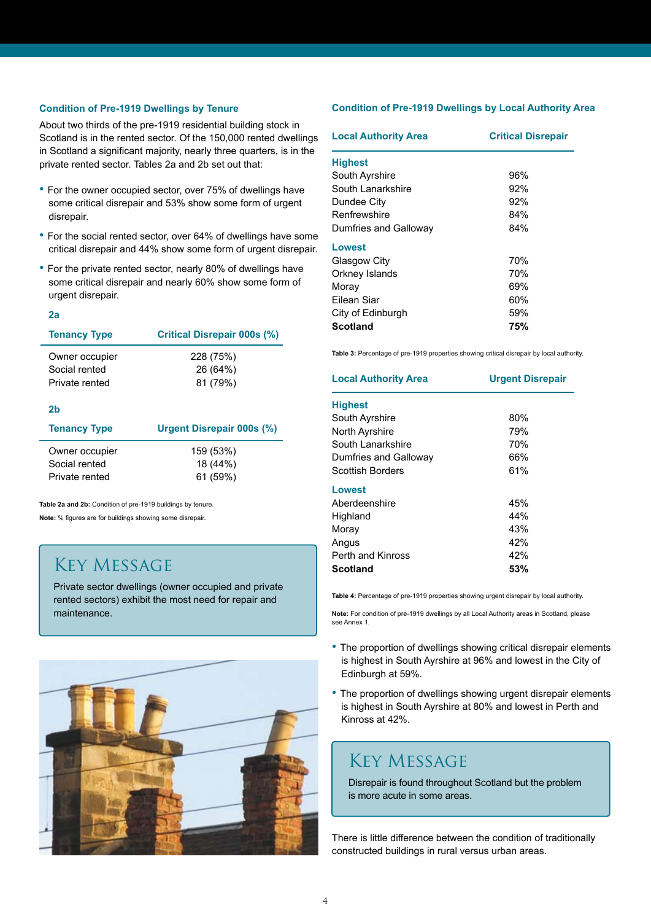### Condition of Pre-1919 Dwellings by Tenure

About two thirds of the pre-1919 residential building stock in Scotland is in the rented sector. Of the 150,000 rented dwellings in Scotland a significant majority, nearly three quarters, is in the private rented sector. Tables 2a and 2b set out that:

- For the owner occupied sector, over 75% of dwellings have some critical disrepair and 53% show some form of urgent disrepair.
- For the social rented sector, over 64% of dwellings have some critical disrepair and 44% show some form of urgent disrepair.
- For the private rented sector, nearly 80% of dwellings have some critical disrepair and nearly 60% show some form of urgent disrepair.

**2a**

| Tenancy Type | Critical Disrepair 000s (%) |
| --- | --- |
| Owner occupier | 228 (75%) |
| Social rented | 26 (64%) |
| Private rented | 81 (79%) |

**2b**

| Tenancy Type | Urgent Disrepair 000s (%) |
| --- | --- |
| Owner occupier | 159 (53%) |
| Social rented | 18 (44%) |
| Private rented | 61 (59%) |

**Table 2a and 2b:** Condition of pre-1919 buildings by tenure.

**Note:** % figures are for buildings showing some disrepair.

> **KEY MESSAGE**
>
> Private sector dwellings (owner occupied and private rented sectors) exhibit the most need for repair and maintenance.

### Condition of Pre-1919 Dwellings by Local Authority Area

| Local Authority Area | Critical Disrepair |
| --- | --- |
| **Highest** | |
| South Ayrshire | 96% |
| South Lanarkshire | 92% |
| Dundee City | 92% |
| Renfrewshire | 84% |
| Dumfries and Galloway | 84% |
| **Lowest** | |
| Glasgow City | 70% |
| Orkney Islands | 70% |
| Moray | 69% |
| Eilean Siar | 60% |
| City of Edinburgh | 59% |
| **Scotland** | **75%** |

**Table 3:** Percentage of pre-1919 properties showing critical disrepair by local authority.

| Local Authority Area | Urgent Disrepair |
| --- | --- |
| **Highest** | |
| South Ayrshire | 80% |
| North Ayrshire | 79% |
| South Lanarkshire | 70% |
| Dumfries and Galloway | 66% |
| Scottish Borders | 61% |
| **Lowest** | |
| Aberdeenshire | 45% |
| Highland | 44% |
| Moray | 43% |
| Angus | 42% |
| Perth and Kinross | 42% |
| **Scotland** | **53%** |

**Table 4:** Percentage of pre-1919 properties showing urgent disrepair by local authority.

**Note:** For condition of pre-1919 dwellings by all Local Authority areas in Scotland, please see Annex 1.

- The proportion of dwellings showing critical disrepair elements is highest in South Ayrshire at 96% and lowest in the City of Edinburgh at 59%.
- The proportion of dwellings showing urgent disrepair elements is highest in South Ayrshire at 80% and lowest in Perth and Kinross at 42%.

> **KEY MESSAGE**
>
> Disrepair is found throughout Scotland but the problem is more acute in some areas.

There is little difference between the condition of traditionally constructed buildings in rural versus urban areas.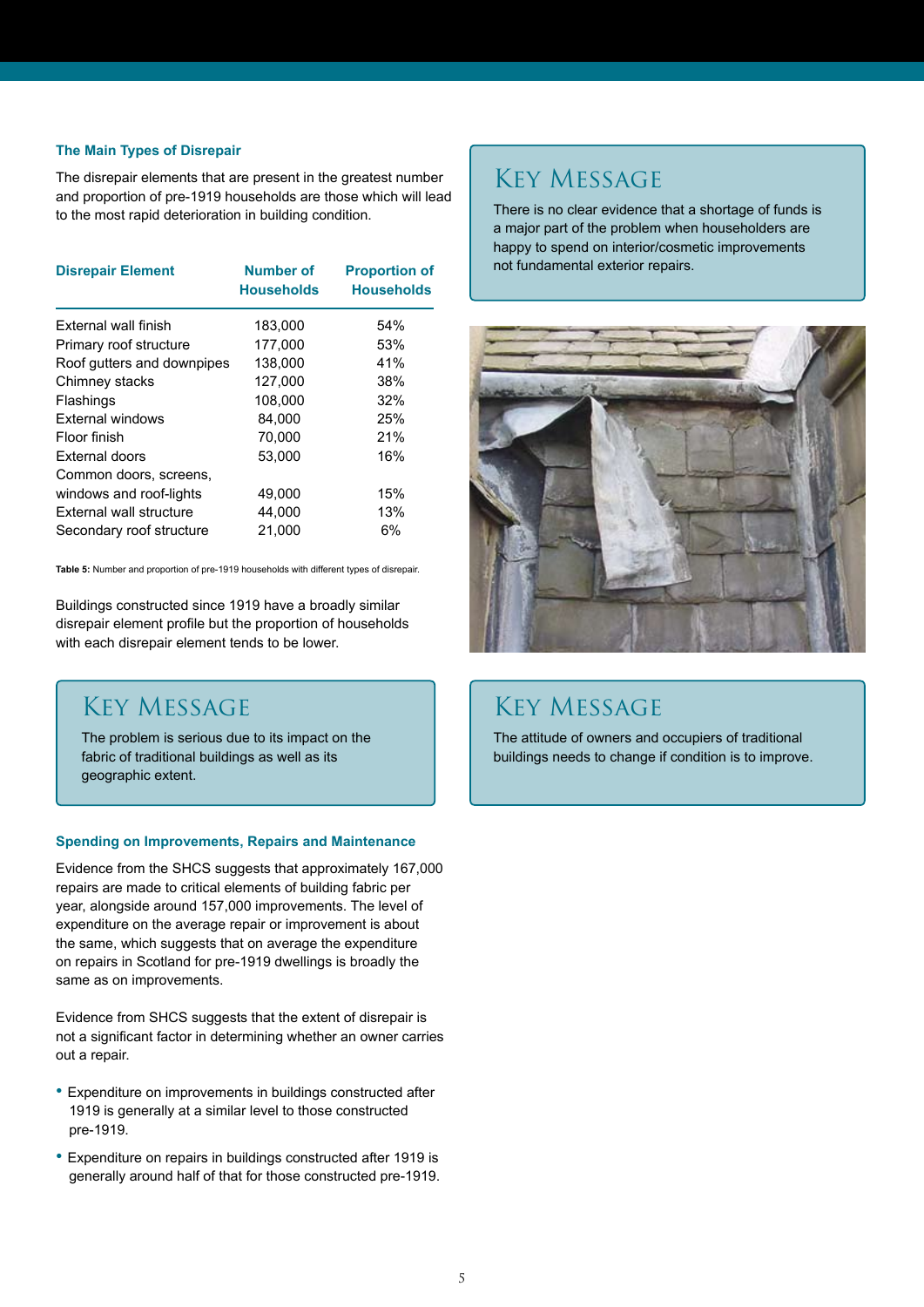### The Main Types of Disrepair

The disrepair elements that are present in the greatest number and proportion of pre-1919 households are those which will lead to the most rapid deterioration in building condition.

| Disrepair Element | Number of Households | Proportion of Households |
|---|---|---|
| External wall finish | 183,000 | 54% |
| Primary roof structure | 177,000 | 53% |
| Roof gutters and downpipes | 138,000 | 41% |
| Chimney stacks | 127,000 | 38% |
| Flashings | 108,000 | 32% |
| External windows | 84,000 | 25% |
| Floor finish | 70,000 | 21% |
| External doors | 53,000 | 16% |
| Common doors, screens, windows and roof-lights | 49,000 | 15% |
| External wall structure | 44,000 | 13% |
| Secondary roof structure | 21,000 | 6% |

**Table 5:** Number and proportion of pre-1919 households with different types of disrepair.

Buildings constructed since 1919 have a broadly similar disrepair element profile but the proportion of households with each disrepair element tends to be lower.

## Key Message

The problem is serious due to its impact on the fabric of traditional buildings as well as its geographic extent.

### Spending on Improvements, Repairs and Maintenance

Evidence from the SHCS suggests that approximately 167,000 repairs are made to critical elements of building fabric per year, alongside around 157,000 improvements. The level of expenditure on the average repair or improvement is about the same, which suggests that on average the expenditure on repairs in Scotland for pre-1919 dwellings is broadly the same as on improvements.

Evidence from SHCS suggests that the extent of disrepair is not a significant factor in determining whether an owner carries out a repair.

- Expenditure on improvements in buildings constructed after 1919 is generally at a similar level to those constructed pre-1919.
- Expenditure on repairs in buildings constructed after 1919 is generally around half of that for those constructed pre-1919.

## Key Message

There is no clear evidence that a shortage of funds is a major part of the problem when householders are happy to spend on interior/cosmetic improvements not fundamental exterior repairs.

## Key Message

The attitude of owners and occupiers of traditional buildings needs to change if condition is to improve.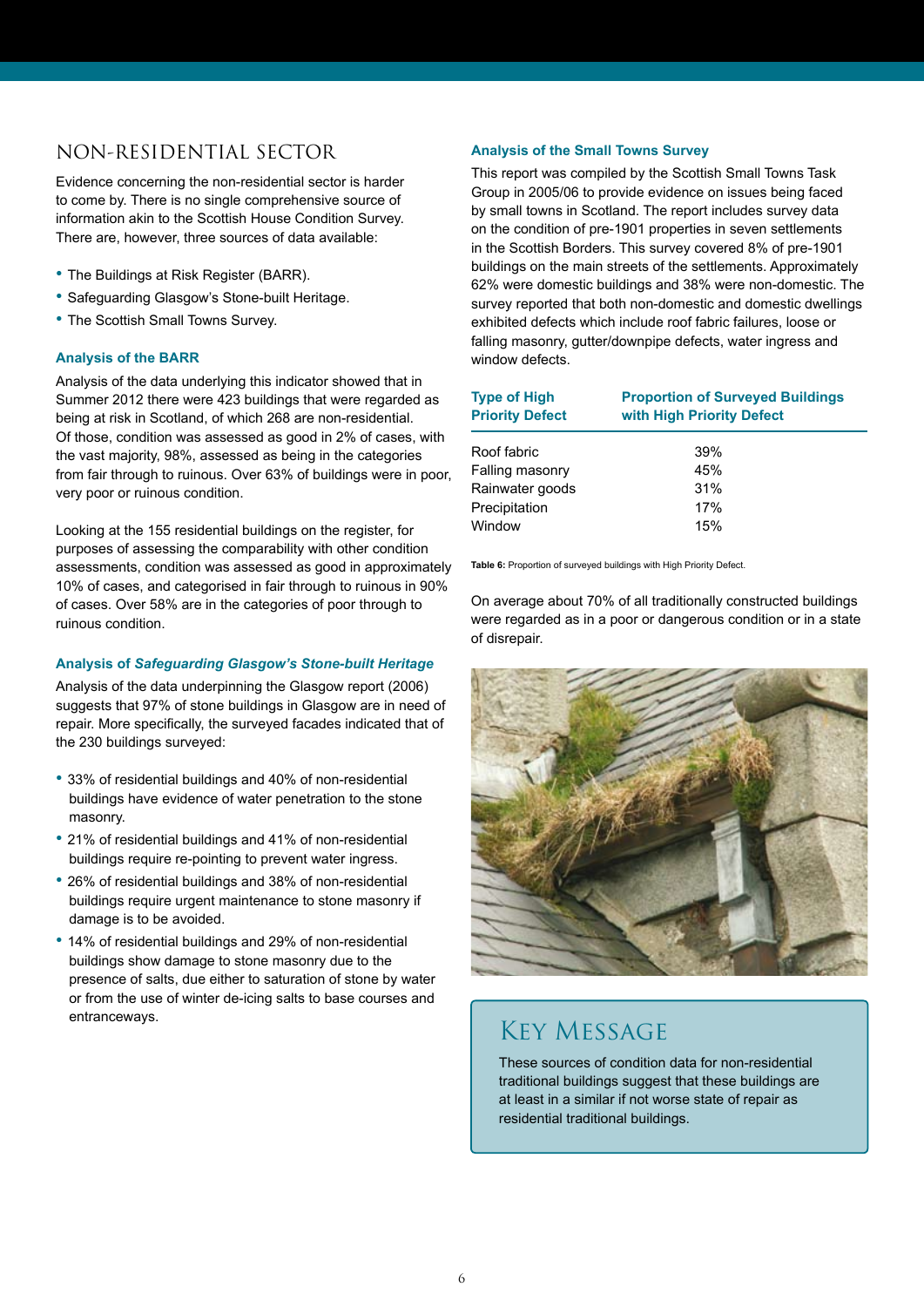## Non-Residential Sector

Evidence concerning the non-residential sector is harder to come by. There is no single comprehensive source of information akin to the Scottish House Condition Survey. There are, however, three sources of data available:

- The Buildings at Risk Register (BARR).
- Safeguarding Glasgow's Stone-built Heritage.
- The Scottish Small Towns Survey.

### Analysis of the BARR

Analysis of the data underlying this indicator showed that in Summer 2012 there were 423 buildings that were regarded as being at risk in Scotland, of which 268 are non-residential. Of those, condition was assessed as good in 2% of cases, with the vast majority, 98%, assessed as being in the categories from fair through to ruinous. Over 63% of buildings were in poor, very poor or ruinous condition.

Looking at the 155 residential buildings on the register, for purposes of assessing the comparability with other condition assessments, condition was assessed as good in approximately 10% of cases, and categorised in fair through to ruinous in 90% of cases. Over 58% are in the categories of poor through to ruinous condition.

### Analysis of *Safeguarding Glasgow's Stone-built Heritage*

Analysis of the data underpinning the Glasgow report (2006) suggests that 97% of stone buildings in Glasgow are in need of repair. More specifically, the surveyed facades indicated that of the 230 buildings surveyed:

- 33% of residential buildings and 40% of non-residential buildings have evidence of water penetration to the stone masonry.
- 21% of residential buildings and 41% of non-residential buildings require re-pointing to prevent water ingress.
- 26% of residential buildings and 38% of non-residential buildings require urgent maintenance to stone masonry if damage is to be avoided.
- 14% of residential buildings and 29% of non-residential buildings show damage to stone masonry due to the presence of salts, due either to saturation of stone by water or from the use of winter de-icing salts to base courses and entranceways.

### Analysis of the Small Towns Survey

This report was compiled by the Scottish Small Towns Task Group in 2005/06 to provide evidence on issues being faced by small towns in Scotland. The report includes survey data on the condition of pre-1901 properties in seven settlements in the Scottish Borders. This survey covered 8% of pre-1901 buildings on the main streets of the settlements. Approximately 62% were domestic buildings and 38% were non-domestic. The survey reported that both non-domestic and domestic dwellings exhibited defects which include roof fabric failures, loose or falling masonry, gutter/downpipe defects, water ingress and window defects.

| Type of High Priority Defect | Proportion of Surveyed Buildings with High Priority Defect |
|---|---|
| Roof fabric | 39% |
| Falling masonry | 45% |
| Rainwater goods | 31% |
| Precipitation | 17% |
| Window | 15% |

**Table 6:** Proportion of surveyed buildings with High Priority Defect.

On average about 70% of all traditionally constructed buildings were regarded as in a poor or dangerous condition or in a state of disrepair.

## Key Message

These sources of condition data for non-residential traditional buildings suggest that these buildings are at least in a similar if not worse state of repair as residential traditional buildings.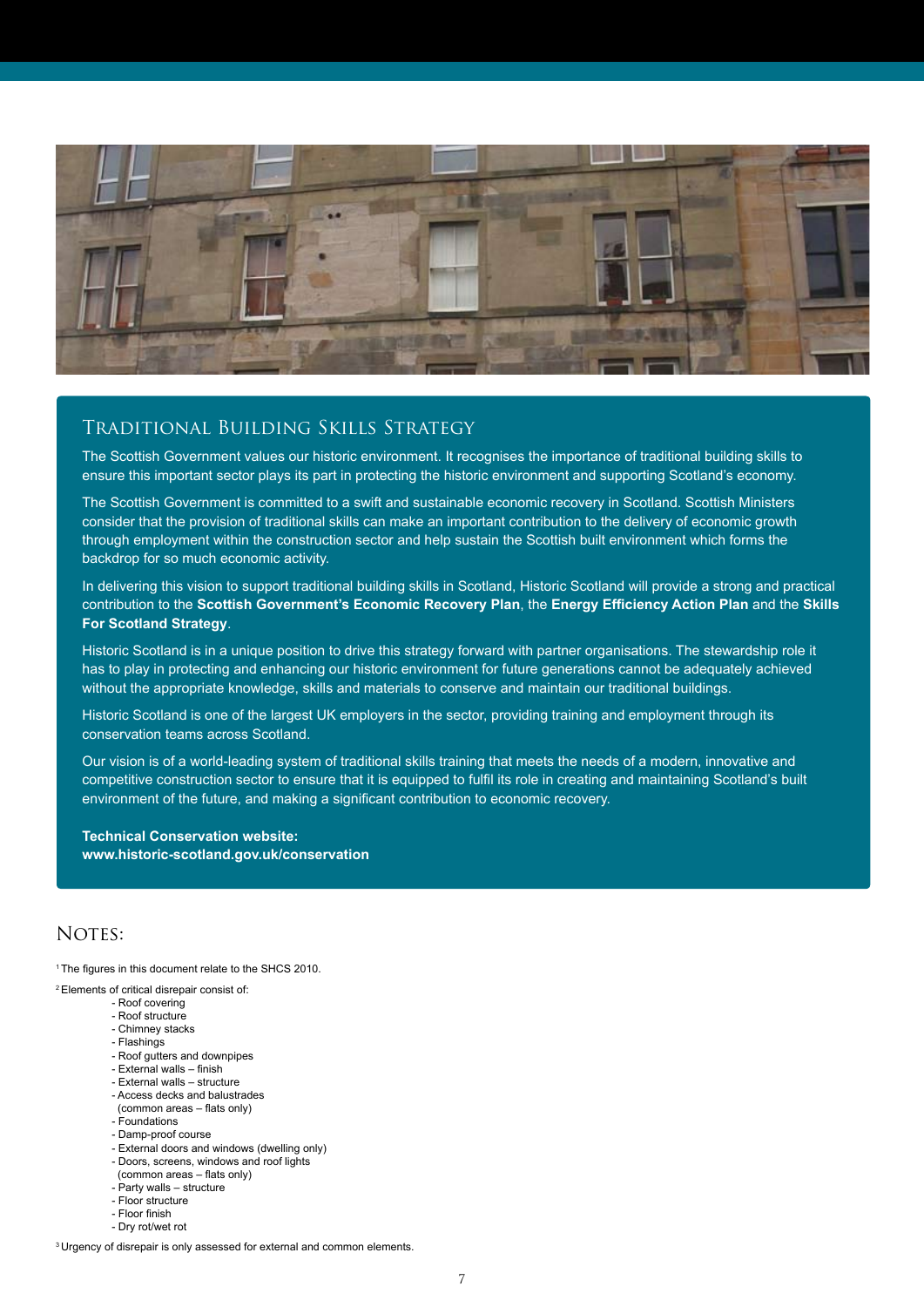## Traditional Building Skills Strategy

The Scottish Government values our historic environment. It recognises the importance of traditional building skills to ensure this important sector plays its part in protecting the historic environment and supporting Scotland's economy.

The Scottish Government is committed to a swift and sustainable economic recovery in Scotland. Scottish Ministers consider that the provision of traditional skills can make an important contribution to the delivery of economic growth through employment within the construction sector and help sustain the Scottish built environment which forms the backdrop for so much economic activity.

In delivering this vision to support traditional building skills in Scotland, Historic Scotland will provide a strong and practical contribution to the **Scottish Government's Economic Recovery Plan**, the **Energy Efficiency Action Plan** and the **Skills For Scotland Strategy**.

Historic Scotland is in a unique position to drive this strategy forward with partner organisations. The stewardship role it has to play in protecting and enhancing our historic environment for future generations cannot be adequately achieved without the appropriate knowledge, skills and materials to conserve and maintain our traditional buildings.

Historic Scotland is one of the largest UK employers in the sector, providing training and employment through its conservation teams across Scotland.

Our vision is of a world-leading system of traditional skills training that meets the needs of a modern, innovative and competitive construction sector to ensure that it is equipped to fulfil its role in creating and maintaining Scotland's built environment of the future, and making a significant contribution to economic recovery.

**Technical Conservation website:**
**www.historic-scotland.gov.uk/conservation**

## Notes:

[1] The figures in this document relate to the SHCS 2010.

[2] Elements of critical disrepair consist of:

- Roof covering
- Roof structure
- Chimney stacks
- Flashings
- Roof gutters and downpipes
- External walls – finish
- External walls – structure
- Access decks and balustrades (common areas – flats only)
- Foundations
- Damp-proof course
- External doors and windows (dwelling only)
- Doors, screens, windows and roof lights (common areas – flats only)
- Party walls – structure
- Floor structure
- Floor finish
- Dry rot/wet rot

[3] Urgency of disrepair is only assessed for external and common elements.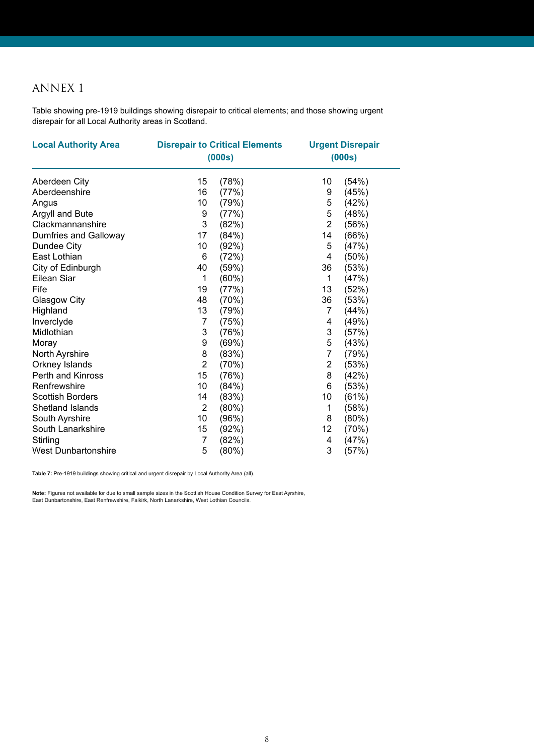## ANNEX 1

Table showing pre-1919 buildings showing disrepair to critical elements; and those showing urgent disrepair for all Local Authority areas in Scotland.

| Local Authority Area | Disrepair to Critical Elements (000s) | | Urgent Disrepair (000s) | |
|---|---|---|---|---|
| Aberdeen City | 15 | (78%) | 10 | (54%) |
| Aberdeenshire | 16 | (77%) | 9 | (45%) |
| Angus | 10 | (79%) | 5 | (42%) |
| Argyll and Bute | 9 | (77%) | 5 | (48%) |
| Clackmannanshire | 3 | (82%) | 2 | (56%) |
| Dumfries and Galloway | 17 | (84%) | 14 | (66%) |
| Dundee City | 10 | (92%) | 5 | (47%) |
| East Lothian | 6 | (72%) | 4 | (50%) |
| City of Edinburgh | 40 | (59%) | 36 | (53%) |
| Eilean Siar | 1 | (60%) | 1 | (47%) |
| Fife | 19 | (77%) | 13 | (52%) |
| Glasgow City | 48 | (70%) | 36 | (53%) |
| Highland | 13 | (79%) | 7 | (44%) |
| Inverclyde | 7 | (75%) | 4 | (49%) |
| Midlothian | 3 | (76%) | 3 | (57%) |
| Moray | 9 | (69%) | 5 | (43%) |
| North Ayrshire | 8 | (83%) | 7 | (79%) |
| Orkney Islands | 2 | (70%) | 2 | (53%) |
| Perth and Kinross | 15 | (76%) | 8 | (42%) |
| Renfrewshire | 10 | (84%) | 6 | (53%) |
| Scottish Borders | 14 | (83%) | 10 | (61%) |
| Shetland Islands | 2 | (80%) | 1 | (58%) |
| South Ayrshire | 10 | (96%) | 8 | (80%) |
| South Lanarkshire | 15 | (92%) | 12 | (70%) |
| Stirling | 7 | (82%) | 4 | (47%) |
| West Dunbartonshire | 5 | (80%) | 3 | (57%) |

**Table 7:** Pre-1919 buildings showing critical and urgent disrepair by Local Authority Area (all).

**Note:** Figures not available for due to small sample sizes in the Scottish House Condition Survey for East Ayrshire, East Dunbartonshire, East Renfrewshire, Falkirk, North Lanarkshire, West Lothian Councils.